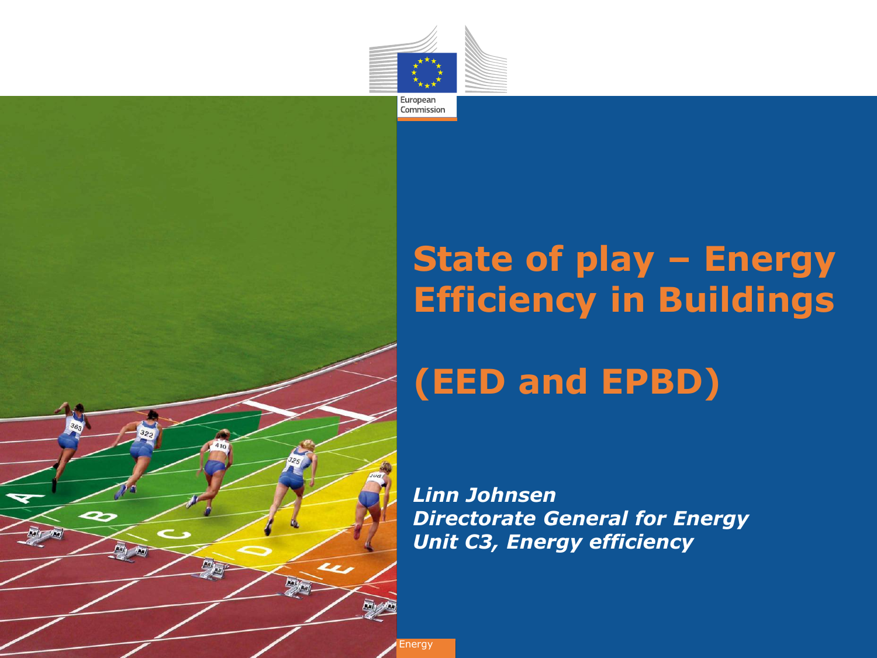# State of play – Energy Efficiency in Buildings

# (EED and EPBD)

***Linn Johnsen***
***Directorate General for Energy***
***Unit C3, Energy efficiency***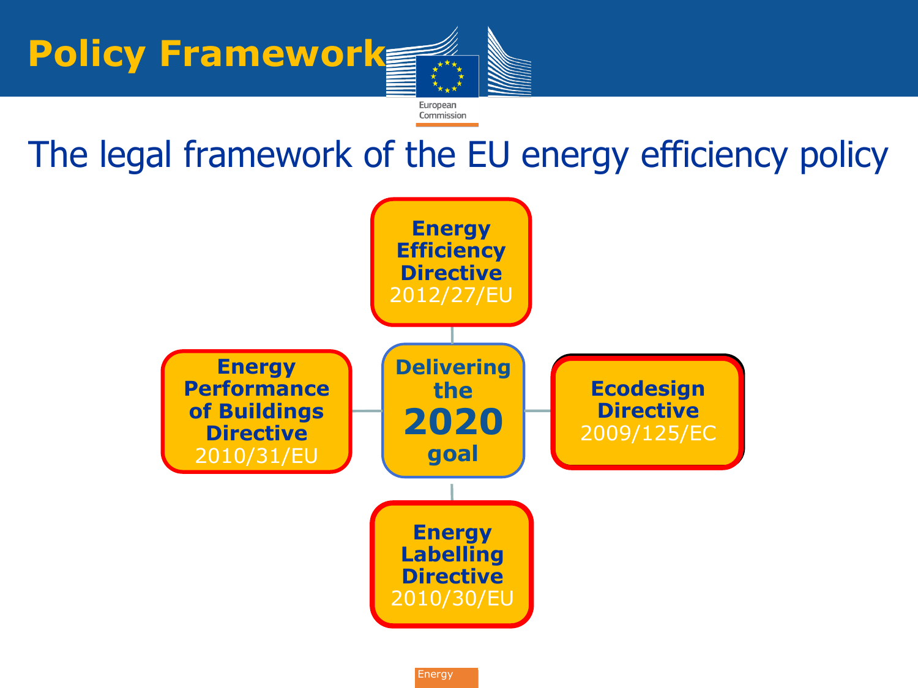# Policy Framework

European Commission

## The legal framework of the EU energy efficiency policy

**Energy Efficiency Directive** 2012/27/EU

**Energy Performance of Buildings Directive** 2010/31/EU

**Delivering the 2020 goal**

**Ecodesign Directive** 2009/125/EC

**Energy Labelling Directive** 2010/30/EU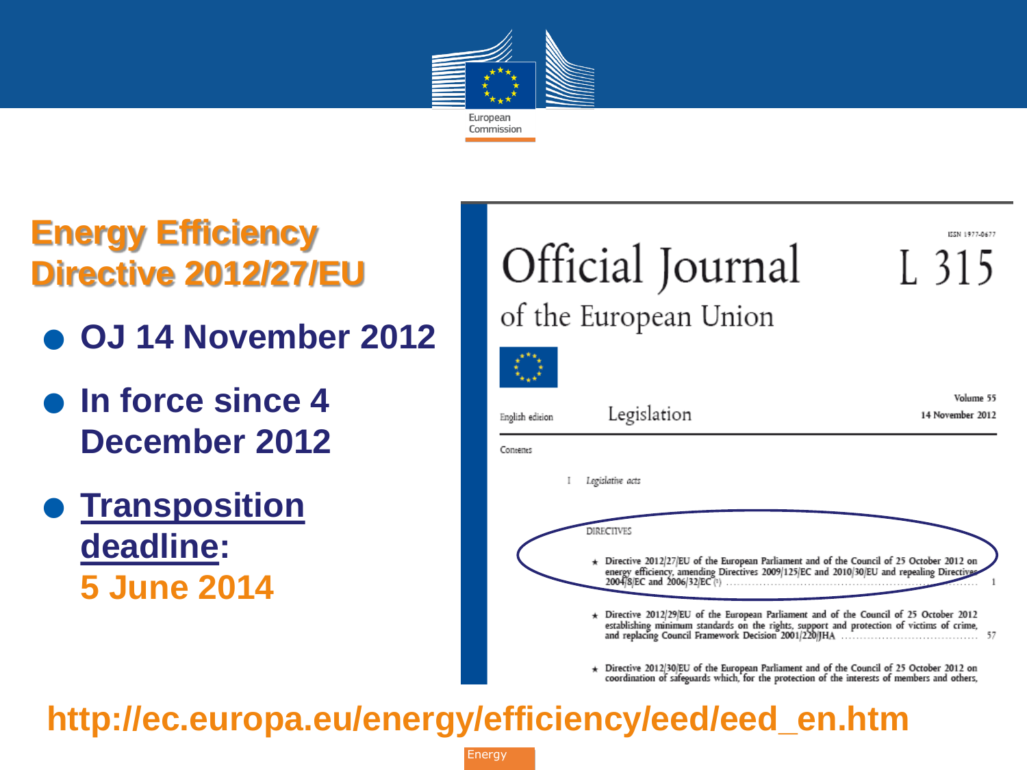# Energy Efficiency Directive 2012/27/EU

- **OJ 14 November 2012**
- **In force since 4 December 2012**
- **Transposition deadline: 5 June 2014**

Official Journal of the European Union L 315

ISSN 1977-0677

English edition — Legislation — Volume 55, 14 November 2012

Contents

I Legislative acts

DIRECTIVES

★ Directive 2012/27/EU of the European Parliament and of the Council of 25 October 2012 on energy efficiency, amending Directives 2009/125/EC and 2010/30/EU and repealing Directives 2004/8/EC and 2006/32/EC (1) ..... 1

★ Directive 2012/29/EU of the European Parliament and of the Council of 25 October 2012 establishing minimum standards on the rights, support and protection of victims of crime, and replacing Council Framework Decision 2001/220/JHA ..... 57

★ Directive 2012/30/EU of the European Parliament and of the Council of 25 October 2012 on coordination of safeguards which, for the protection of the interests of members and others,

**http://ec.europa.eu/energy/efficiency/eed/eed_en.htm**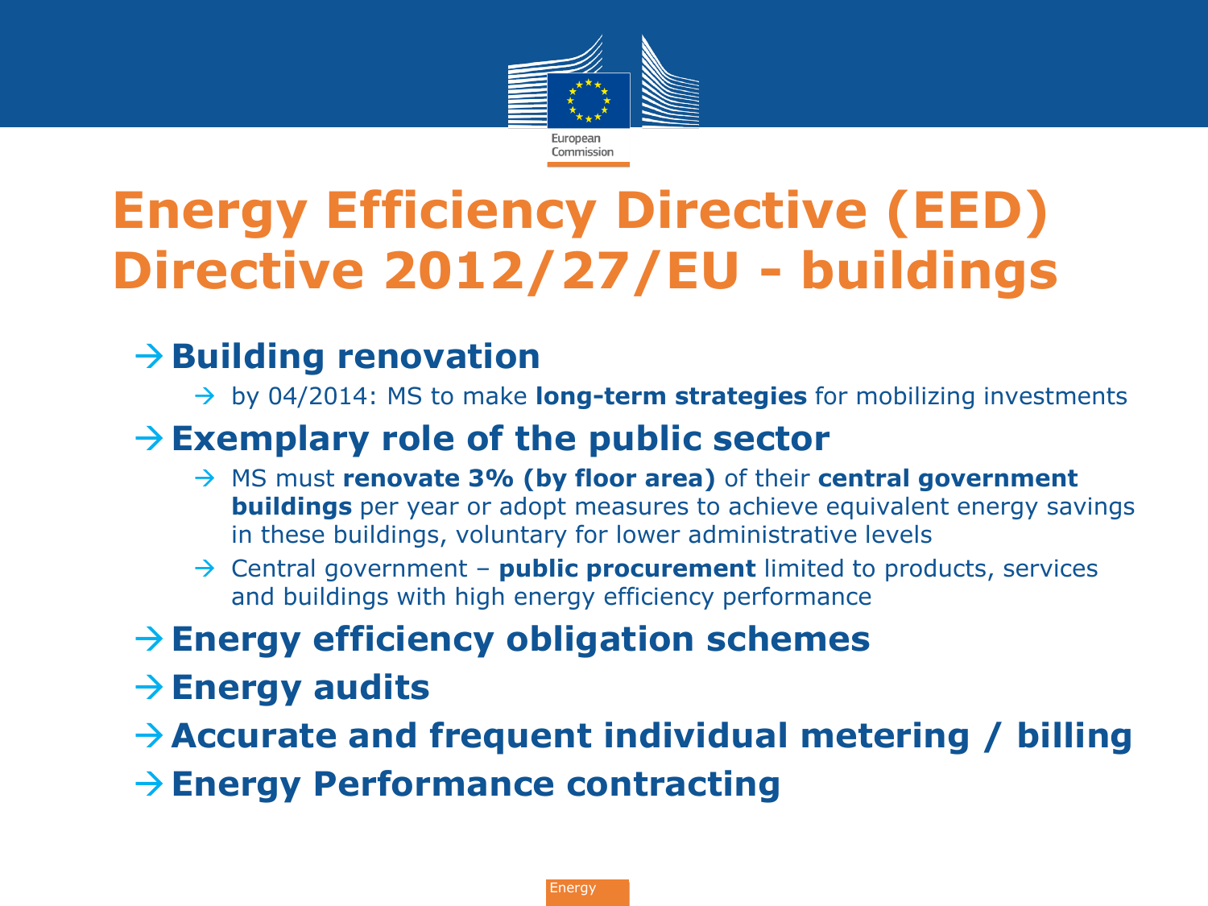# Energy Efficiency Directive (EED) Directive 2012/27/EU - buildings

- **Building renovation**
  - by 04/2014: MS to make **long-term strategies** for mobilizing investments
- **Exemplary role of the public sector**
  - MS must **renovate 3% (by floor area)** of their **central government buildings** per year or adopt measures to achieve equivalent energy savings in these buildings, voluntary for lower administrative levels
  - Central government – **public procurement** limited to products, services and buildings with high energy efficiency performance
- **Energy efficiency obligation schemes**
- **Energy audits**
- **Accurate and frequent individual metering / billing**
- **Energy Performance contracting**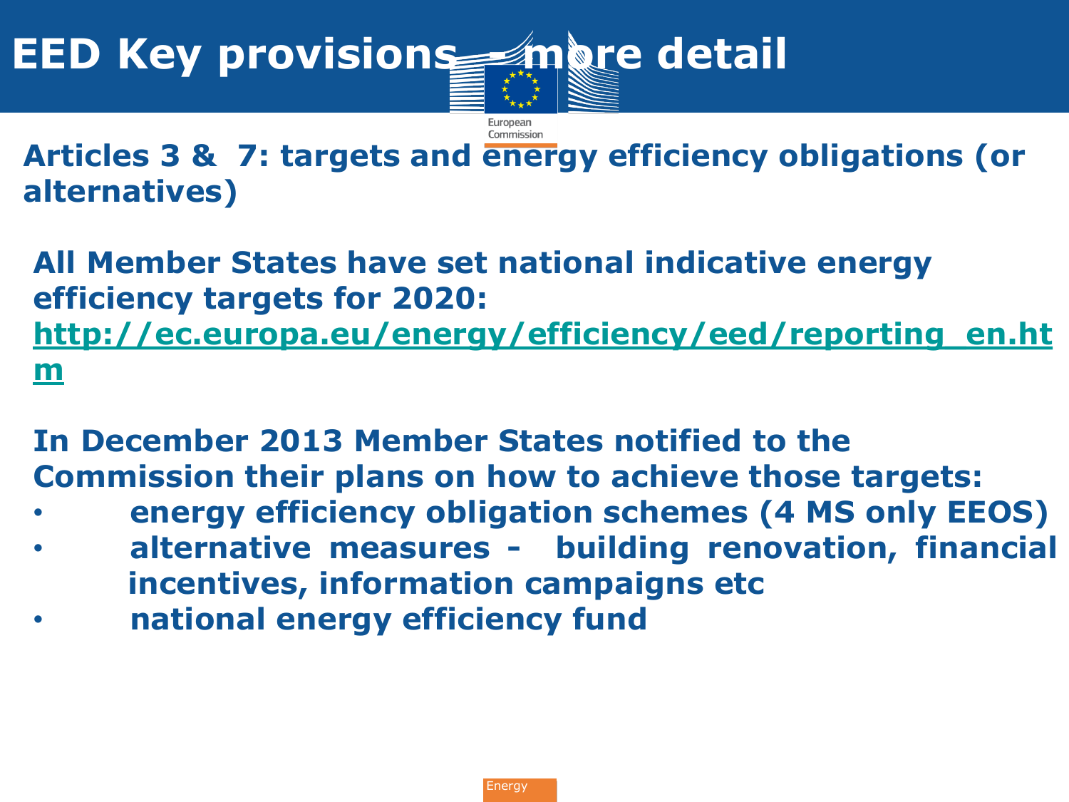# EED Key provisions - more detail

## Articles 3 & 7: targets and energy efficiency obligations (or alternatives)

**All Member States have set national indicative energy efficiency targets for 2020: http://ec.europa.eu/energy/efficiency/eed/reporting_en.htm**

**In December 2013 Member States notified to the Commission their plans on how to achieve those targets:**

- **energy efficiency obligation schemes (4 MS only EEOS)**
- **alternative measures - building renovation, financial incentives, information campaigns etc**
- **national energy efficiency fund**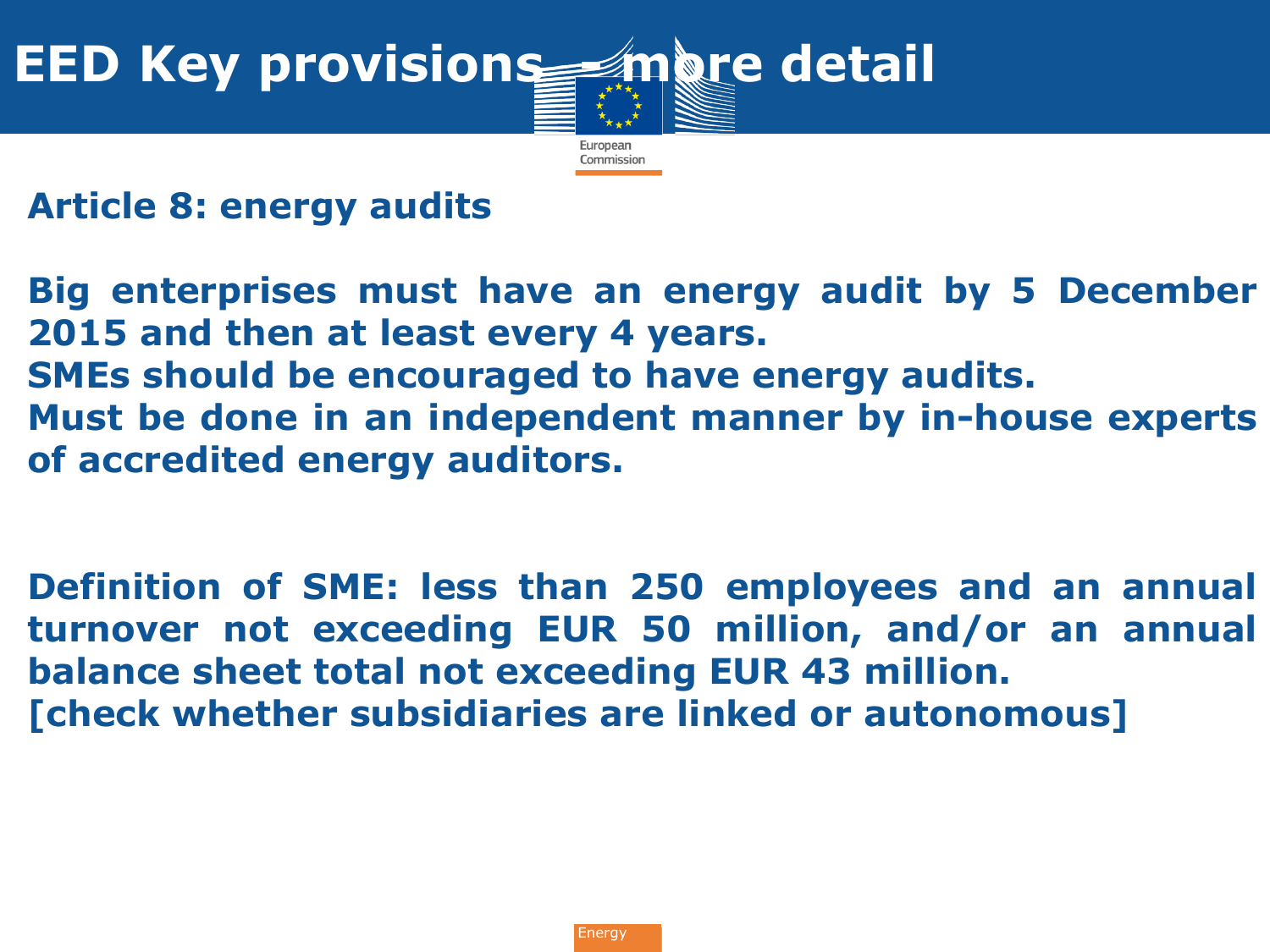# EED Key provisions – more detail

## Article 8: energy audits

**Big enterprises must have an energy audit by 5 December 2015 and then at least every 4 years.**
**SMEs should be encouraged to have energy audits.**
**Must be done in an independent manner by in-house experts of accredited energy auditors.**

**Definition of SME: less than 250 employees and an annual turnover not exceeding EUR 50 million, and/or an annual balance sheet total not exceeding EUR 43 million.**
**[check whether subsidiaries are linked or autonomous]**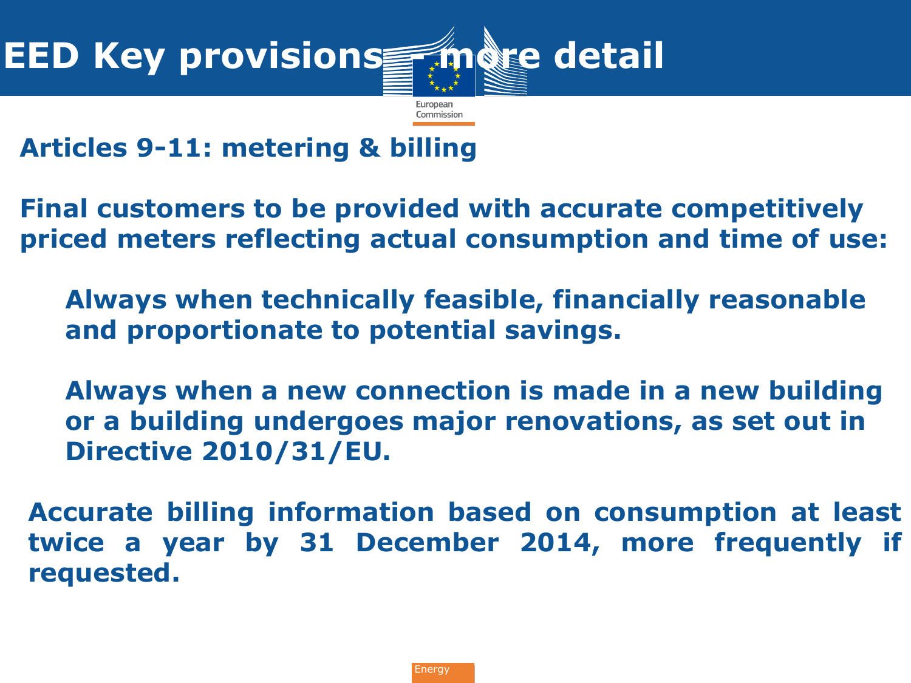# EED Key provisions – more detail

## Articles 9-11: metering & billing

**Final customers to be provided with accurate competitively priced meters reflecting actual consumption and time of use:**

- **Always when technically feasible, financially reasonable and proportionate to potential savings.**
- **Always when a new connection is made in a new building or a building undergoes major renovations, as set out in Directive 2010/31/EU.**

**Accurate billing information based on consumption at least twice a year by 31 December 2014, more frequently if requested.**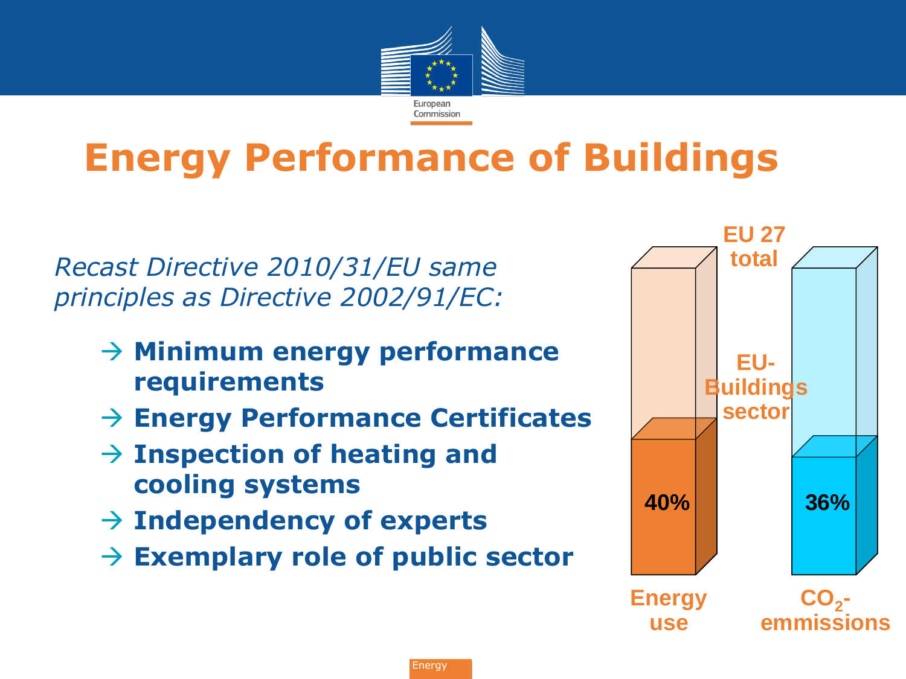# Energy Performance of Buildings

*Recast Directive 2010/31/EU same principles as Directive 2002/91/EC:*

- → **Minimum energy performance requirements**
- → **Energy Performance Certificates**
- → **Inspection of heating and cooling systems**
- → **Independency of experts**
- → **Exemplary role of public sector**

EU 27 total

EU-Buildings sector

| | Energy use | $CO_2$-emmissions |
|---|---|---|
| EU-Buildings sector | 40% | 36% |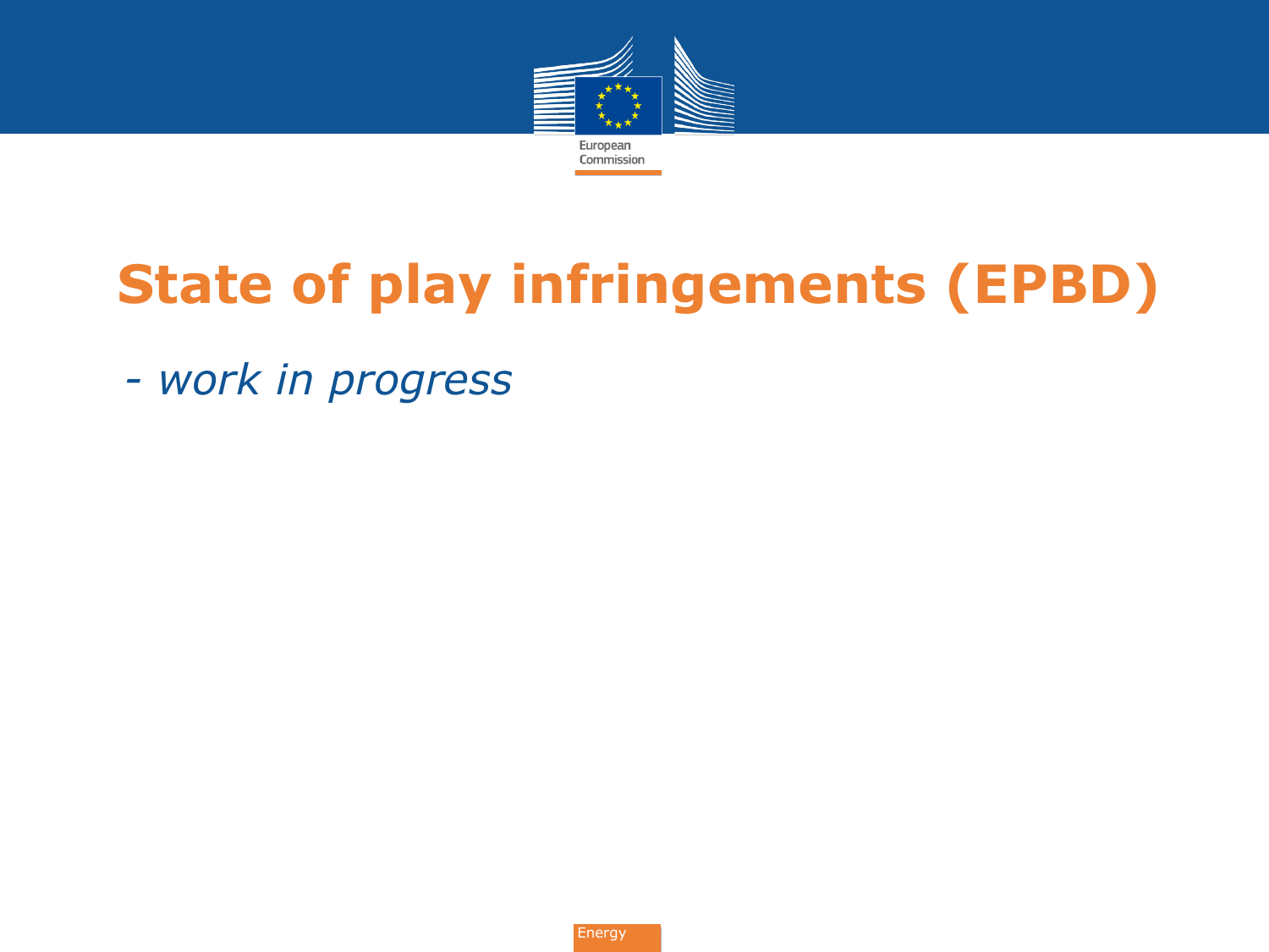# State of play infringements (EPBD)

*- work in progress*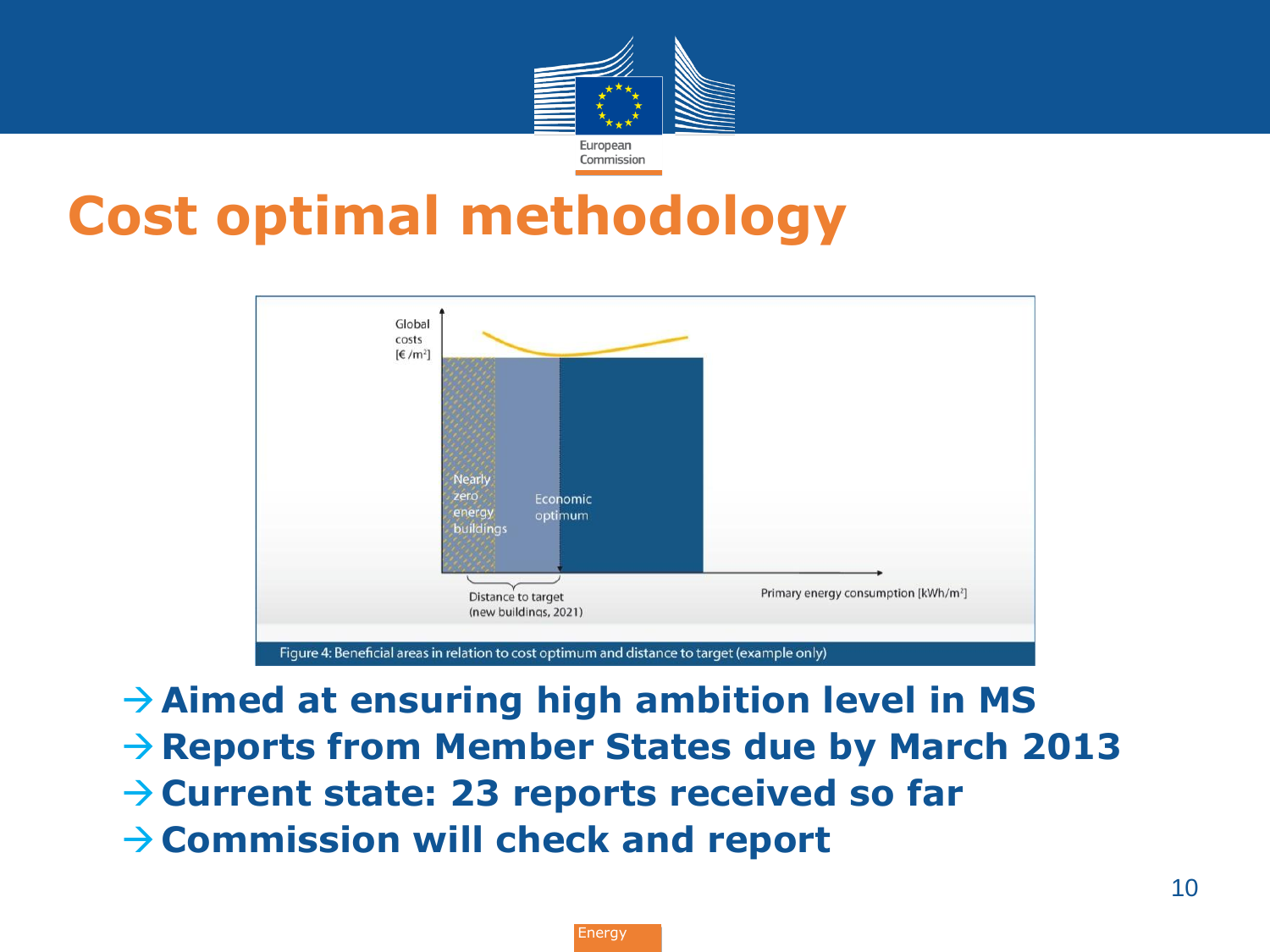# Cost optimal methodology

Figure 4: Beneficial areas in relation to cost optimum and distance to target (example only)

- → **Aimed at ensuring high ambition level in MS**
- → **Reports from Member States due by March 2013**
- → **Current state: 23 reports received so far**
- → **Commission will check and report**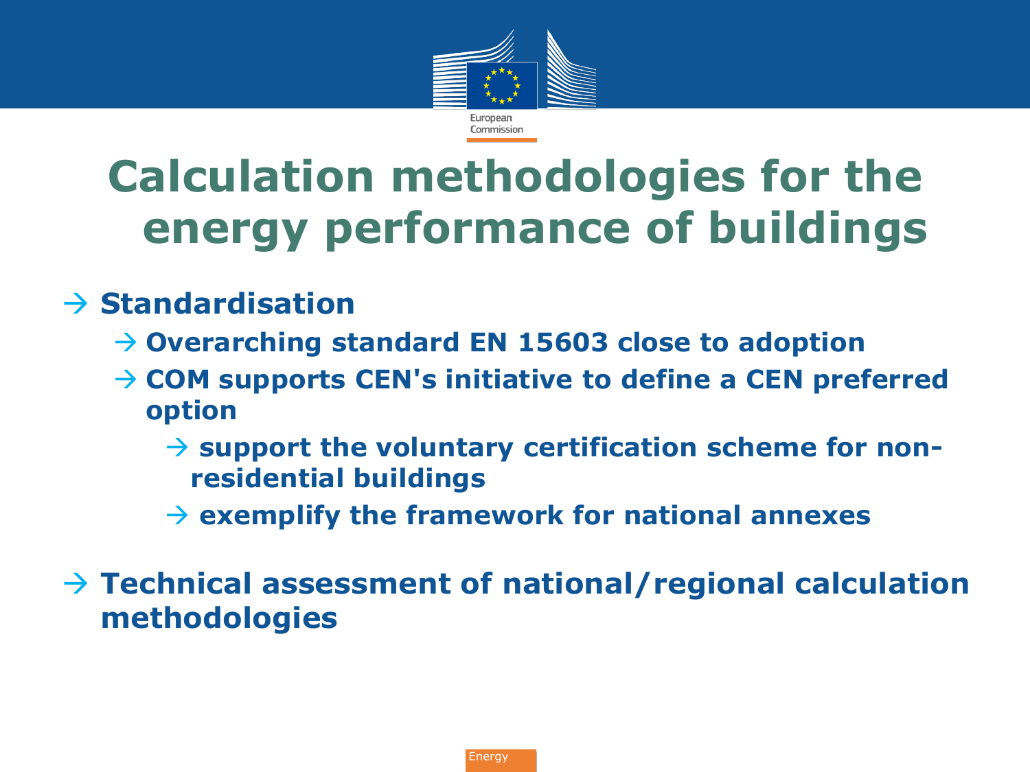# Calculation methodologies for the energy performance of buildings

- → **Standardisation**
  - → **Overarching standard EN 15603 close to adoption**
  - → **COM supports CEN's initiative to define a CEN preferred option**
    - → **support the voluntary certification scheme for non-residential buildings**
    - → **exemplify the framework for national annexes**
- → **Technical assessment of national/regional calculation methodologies**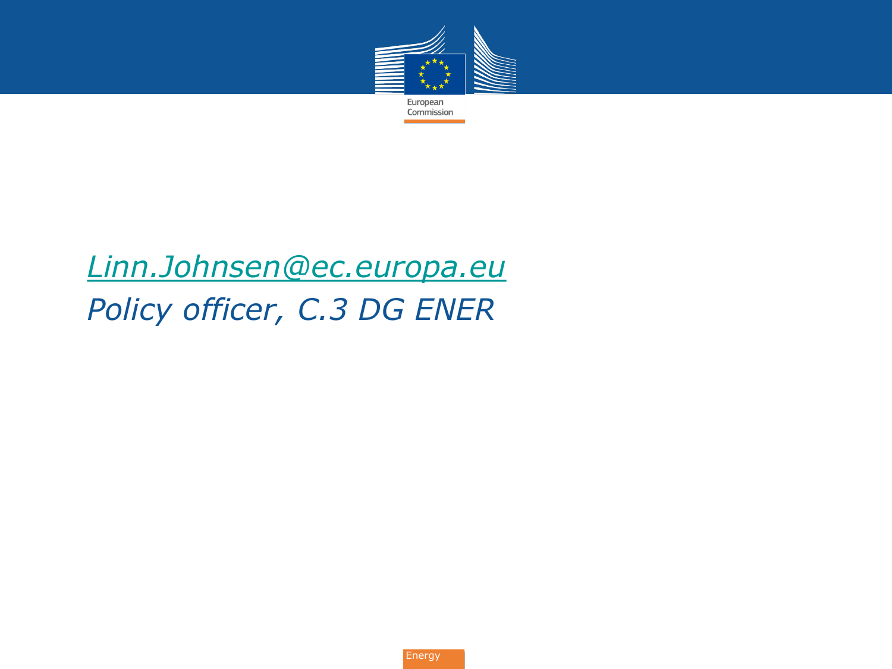*Linn.Johnsen@ec.europa.eu*

*Policy officer, C.3 DG ENER*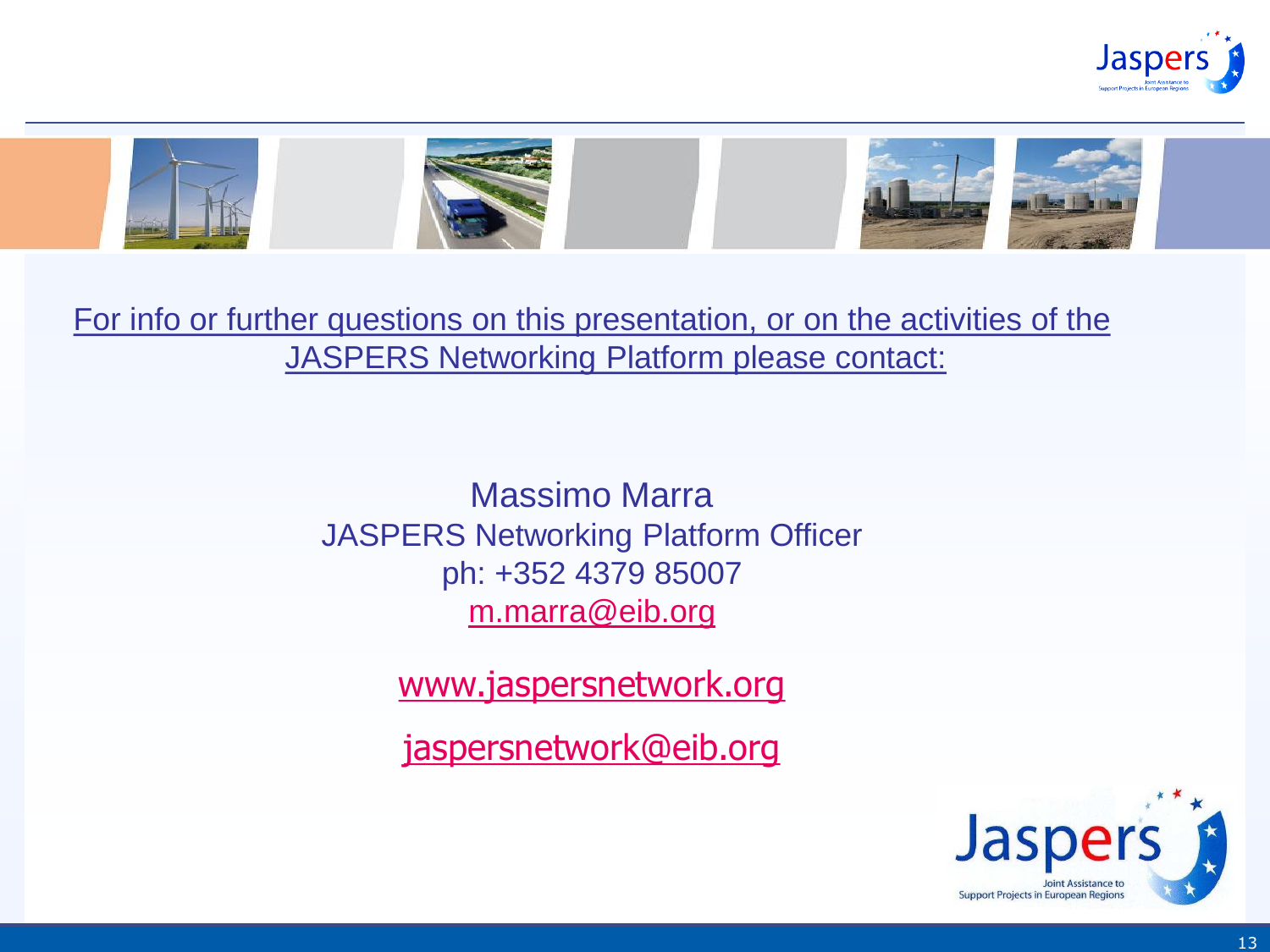For info or further questions on this presentation, or on the activities of the JASPERS Networking Platform please contact:

Massimo Marra
JASPERS Networking Platform Officer
ph: +352 4379 85007
m.marra@eib.org

www.jaspersnetwork.org

jaspersnetwork@eib.org